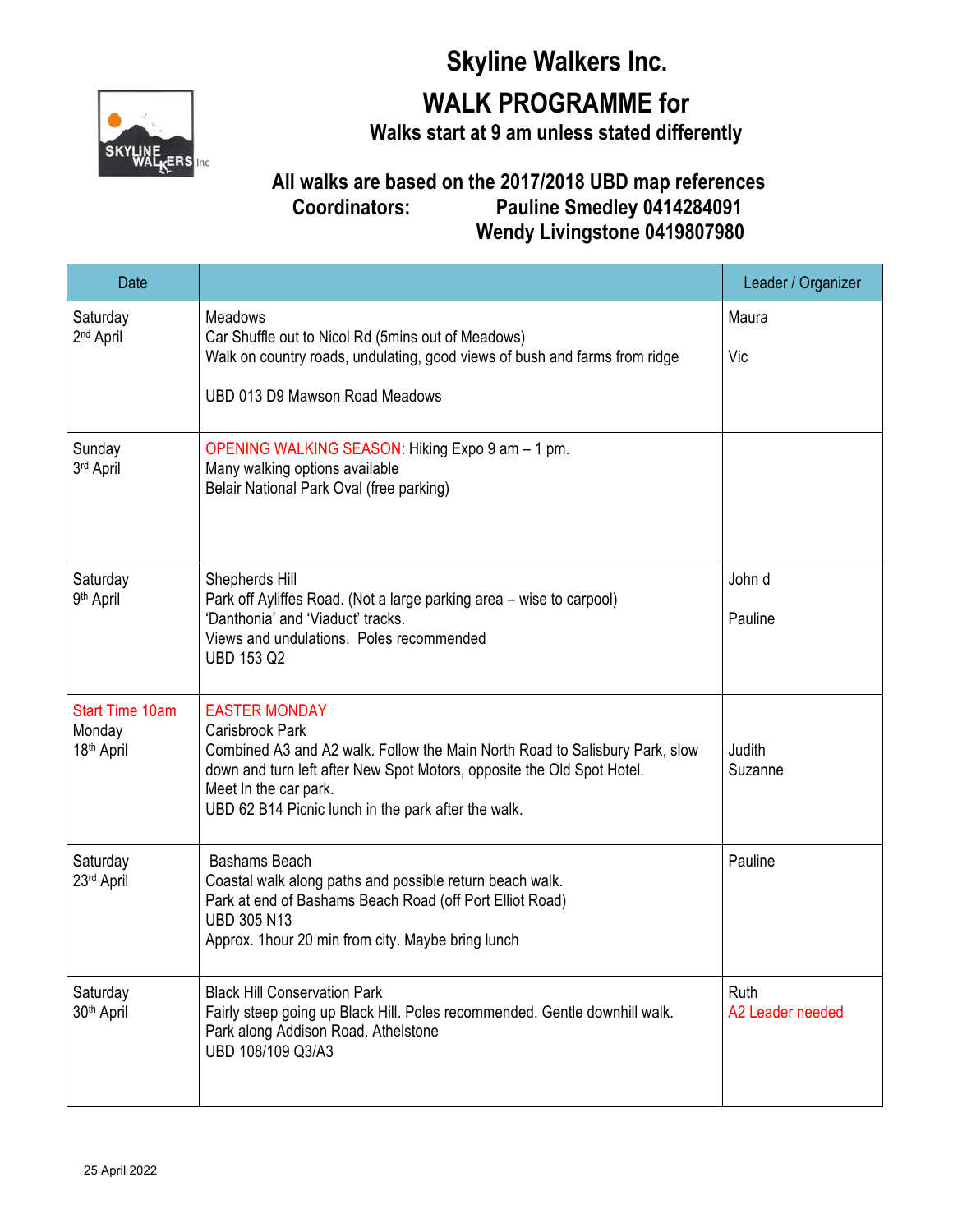# Skyline Walkers Inc.

## WALK PROGRAMME for

**Walks start at 9 am unless stated differently**

**All walks are based on the 2017/2018 UBD map references**

**Coordinators: Pauline Smedley 0414284091**
**Wendy Livingstone 0419807980**

| Date | | Leader / Organizer |
|---|---|---|
| Saturday 2nd April | Meadows<br>Car Shuffle out to Nicol Rd (5mins out of Meadows)<br>Walk on country roads, undulating, good views of bush and farms from ridge<br><br>UBD 013 D9 Mawson Road Meadows | Maura<br><br>Vic |
| Sunday 3rd April | OPENING WALKING SEASON: Hiking Expo 9 am – 1 pm.<br>Many walking options available<br>Belair National Park Oval (free parking) | |
| Saturday 9th April | Shepherds Hill<br>Park off Ayliffes Road. (Not a large parking area – wise to carpool)<br>'Danthonia' and 'Viaduct' tracks.<br>Views and undulations. Poles recommended<br>UBD 153 Q2 | John d<br><br>Pauline |
| Start Time 10am<br>Monday 18th April | EASTER MONDAY<br>Carisbrook Park<br>Combined A3 and A2 walk. Follow the Main North Road to Salisbury Park, slow down and turn left after New Spot Motors, opposite the Old Spot Hotel.<br>Meet In the car park.<br>UBD 62 B14 Picnic lunch in the park after the walk. | Judith<br>Suzanne |
| Saturday 23rd April | Bashams Beach<br>Coastal walk along paths and possible return beach walk.<br>Park at end of Bashams Beach Road (off Port Elliot Road)<br>UBD 305 N13<br>Approx. 1hour 20 min from city. Maybe bring lunch | Pauline |
| Saturday 30th April | Black Hill Conservation Park<br>Fairly steep going up Black Hill. Poles recommended. Gentle downhill walk.<br>Park along Addison Road. Athelstone<br>UBD 108/109 Q3/A3 | Ruth<br>A2 Leader needed |

25 April 2022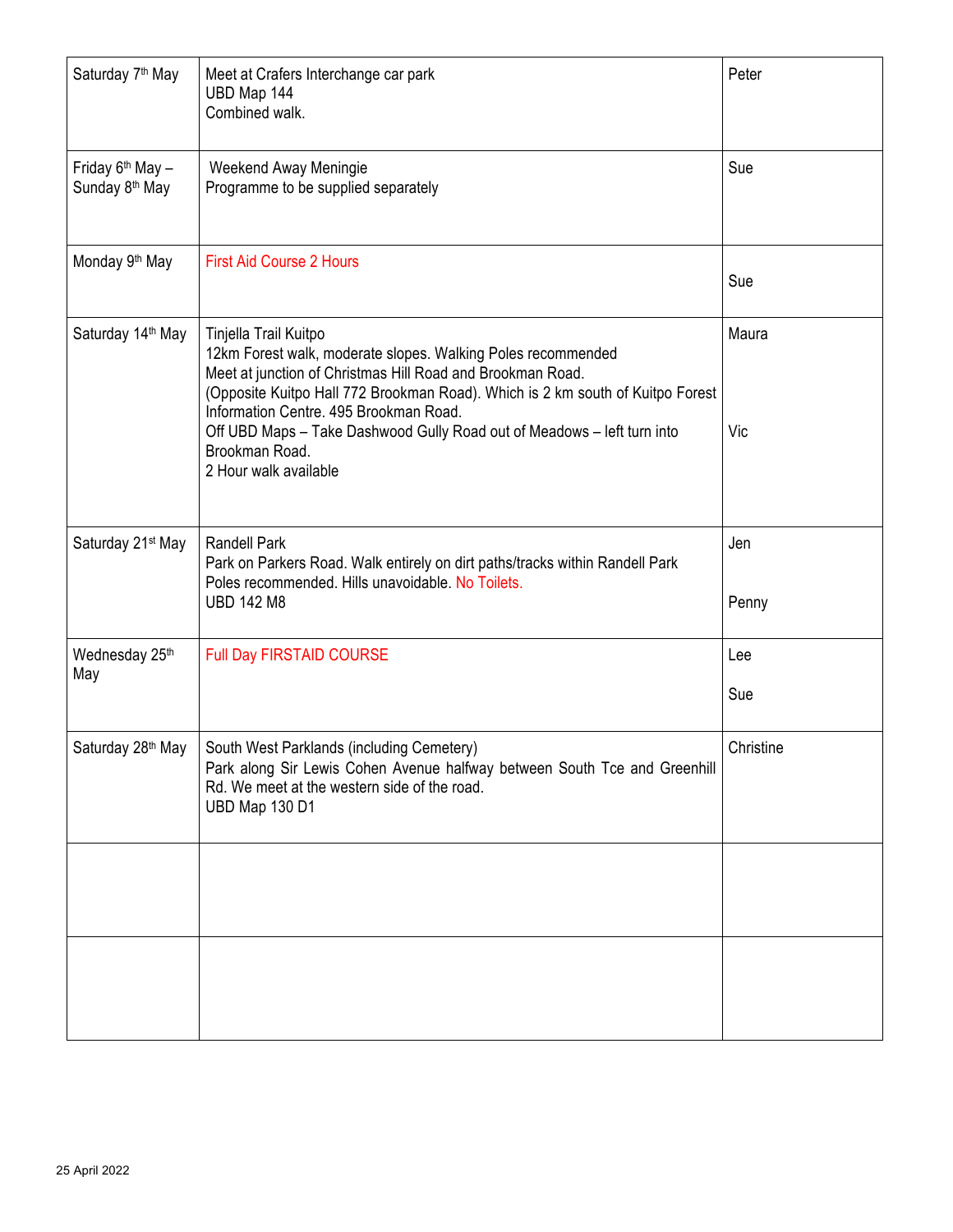| | | |
|---|---|---|
| Saturday 7th May | Meet at Crafers Interchange car park<br>UBD Map 144<br>Combined walk. | Peter |
| Friday 6th May – Sunday 8th May | Weekend Away Meningie<br>Programme to be supplied separately | Sue |
| Monday 9th May | First Aid Course 2 Hours | Sue |
| Saturday 14th May | Tinjella Trail Kuitpo<br>12km Forest walk, moderate slopes. Walking Poles recommended<br>Meet at junction of Christmas Hill Road and Brookman Road.<br>(Opposite Kuitpo Hall 772 Brookman Road). Which is 2 km south of Kuitpo Forest Information Centre. 495 Brookman Road.<br>Off UBD Maps – Take Dashwood Gully Road out of Meadows – left turn into Brookman Road.<br>2 Hour walk available | Maura<br><br>Vic |
| Saturday 21st May | Randell Park<br>Park on Parkers Road. Walk entirely on dirt paths/tracks within Randell Park<br>Poles recommended. Hills unavoidable. No Toilets.<br>UBD 142 M8 | Jen<br><br>Penny |
| Wednesday 25th May | Full Day FIRSTAID COURSE | Lee<br><br>Sue |
| Saturday 28th May | South West Parklands (including Cemetery)<br>Park along Sir Lewis Cohen Avenue halfway between South Tce and Greenhill Rd. We meet at the western side of the road.<br>UBD Map 130 D1 | Christine |
| | | |
| | | |

25 April 2022